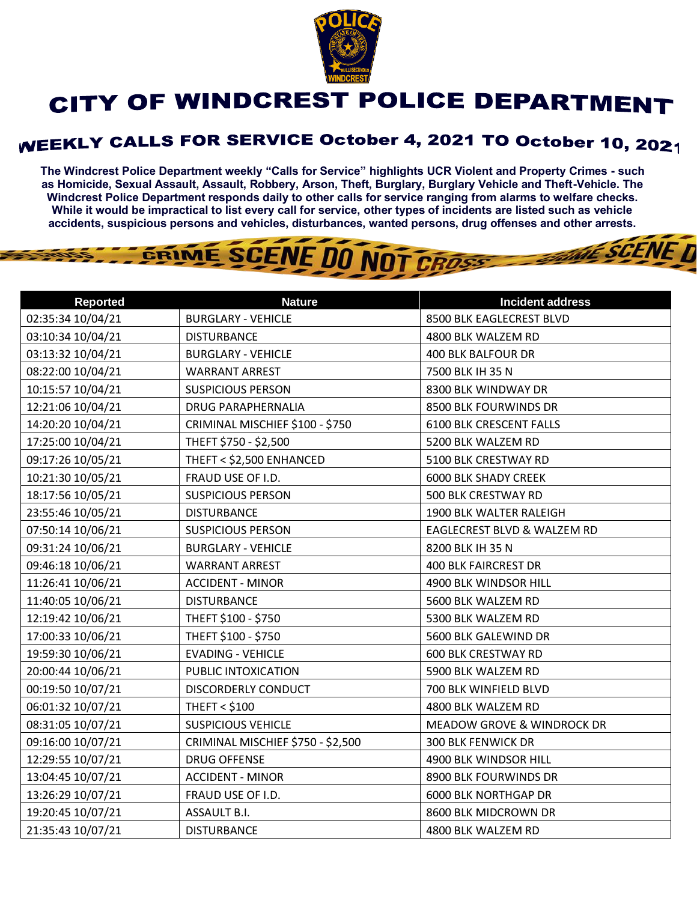# CITY OF WINDCREST POLICE DEPARTMENT

## WEEKLY CALLS FOR SERVICE October 4, 2021 TO October 10, 2021

**The Windcrest Police Department weekly "Calls for Service" highlights UCR Violent and Property Crimes - such as Homicide, Sexual Assault, Assault, Robbery, Arson, Theft, Burglary, Burglary Vehicle and Theft-Vehicle. The Windcrest Police Department responds daily to other calls for service ranging from alarms to welfare checks. While it would be impractical to list every call for service, other types of incidents are listed such as vehicle accidents, suspicious persons and vehicles, disturbances, wanted persons, drug offenses and other arrests.**

| Reported | Nature | Incident address |
|---|---|---|
| 02:35:34 10/04/21 | BURGLARY - VEHICLE | 8500 BLK EAGLECREST BLVD |
| 03:10:34 10/04/21 | DISTURBANCE | 4800 BLK WALZEM RD |
| 03:13:32 10/04/21 | BURGLARY - VEHICLE | 400 BLK BALFOUR DR |
| 08:22:00 10/04/21 | WARRANT ARREST | 7500 BLK IH 35 N |
| 10:15:57 10/04/21 | SUSPICIOUS PERSON | 8300 BLK WINDWAY DR |
| 12:21:06 10/04/21 | DRUG PARAPHERNALIA | 8500 BLK FOURWINDS DR |
| 14:20:20 10/04/21 | CRIMINAL MISCHIEF $100 - $750 | 6100 BLK CRESCENT FALLS |
| 17:25:00 10/04/21 | THEFT $750 - $2,500 | 5200 BLK WALZEM RD |
| 09:17:26 10/05/21 | THEFT < $2,500 ENHANCED | 5100 BLK CRESTWAY RD |
| 10:21:30 10/05/21 | FRAUD USE OF I.D. | 6000 BLK SHADY CREEK |
| 18:17:56 10/05/21 | SUSPICIOUS PERSON | 500 BLK CRESTWAY RD |
| 23:55:46 10/05/21 | DISTURBANCE | 1900 BLK WALTER RALEIGH |
| 07:50:14 10/06/21 | SUSPICIOUS PERSON | EAGLECREST BLVD & WALZEM RD |
| 09:31:24 10/06/21 | BURGLARY - VEHICLE | 8200 BLK IH 35 N |
| 09:46:18 10/06/21 | WARRANT ARREST | 400 BLK FAIRCREST DR |
| 11:26:41 10/06/21 | ACCIDENT - MINOR | 4900 BLK WINDSOR HILL |
| 11:40:05 10/06/21 | DISTURBANCE | 5600 BLK WALZEM RD |
| 12:19:42 10/06/21 | THEFT $100 - $750 | 5300 BLK WALZEM RD |
| 17:00:33 10/06/21 | THEFT $100 - $750 | 5600 BLK GALEWIND DR |
| 19:59:30 10/06/21 | EVADING - VEHICLE | 600 BLK CRESTWAY RD |
| 20:00:44 10/06/21 | PUBLIC INTOXICATION | 5900 BLK WALZEM RD |
| 00:19:50 10/07/21 | DISCORDERLY CONDUCT | 700 BLK WINFIELD BLVD |
| 06:01:32 10/07/21 | THEFT < $100 | 4800 BLK WALZEM RD |
| 08:31:05 10/07/21 | SUSPICIOUS VEHICLE | MEADOW GROVE & WINDROCK DR |
| 09:16:00 10/07/21 | CRIMINAL MISCHIEF $750 - $2,500 | 300 BLK FENWICK DR |
| 12:29:55 10/07/21 | DRUG OFFENSE | 4900 BLK WINDSOR HILL |
| 13:04:45 10/07/21 | ACCIDENT - MINOR | 8900 BLK FOURWINDS DR |
| 13:26:29 10/07/21 | FRAUD USE OF I.D. | 6000 BLK NORTHGAP DR |
| 19:20:45 10/07/21 | ASSAULT B.I. | 8600 BLK MIDCROWN DR |
| 21:35:43 10/07/21 | DISTURBANCE | 4800 BLK WALZEM RD |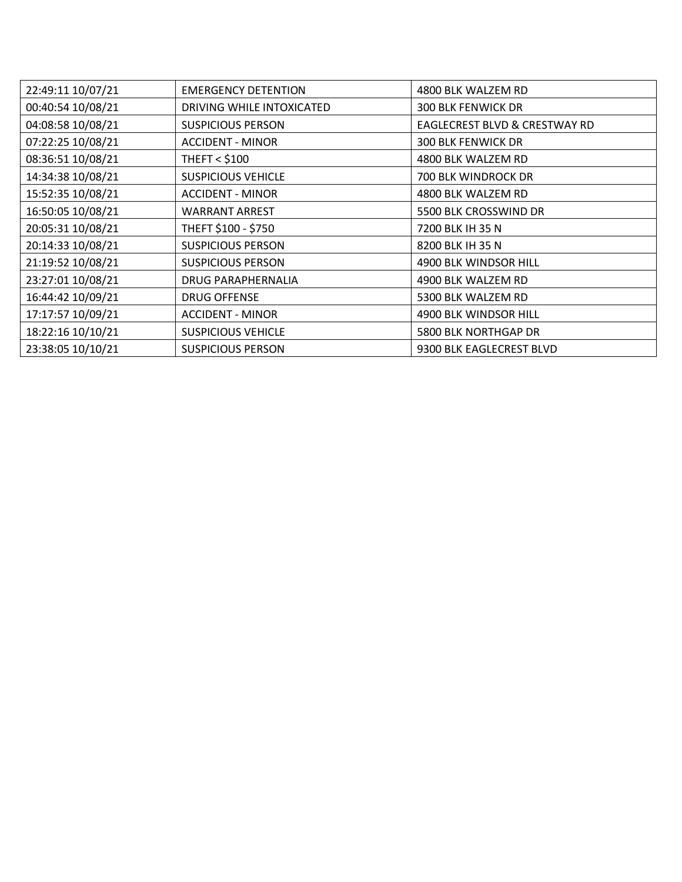| | | |
|---|---|---|
| 22:49:11 10/07/21 | EMERGENCY DETENTION | 4800 BLK WALZEM RD |
| 00:40:54 10/08/21 | DRIVING WHILE INTOXICATED | 300 BLK FENWICK DR |
| 04:08:58 10/08/21 | SUSPICIOUS PERSON | EAGLECREST BLVD & CRESTWAY RD |
| 07:22:25 10/08/21 | ACCIDENT - MINOR | 300 BLK FENWICK DR |
| 08:36:51 10/08/21 | THEFT < $100 | 4800 BLK WALZEM RD |
| 14:34:38 10/08/21 | SUSPICIOUS VEHICLE | 700 BLK WINDROCK DR |
| 15:52:35 10/08/21 | ACCIDENT - MINOR | 4800 BLK WALZEM RD |
| 16:50:05 10/08/21 | WARRANT ARREST | 5500 BLK CROSSWIND DR |
| 20:05:31 10/08/21 | THEFT $100 - $750 | 7200 BLK IH 35 N |
| 20:14:33 10/08/21 | SUSPICIOUS PERSON | 8200 BLK IH 35 N |
| 21:19:52 10/08/21 | SUSPICIOUS PERSON | 4900 BLK WINDSOR HILL |
| 23:27:01 10/08/21 | DRUG PARAPHERNALIA | 4900 BLK WALZEM RD |
| 16:44:42 10/09/21 | DRUG OFFENSE | 5300 BLK WALZEM RD |
| 17:17:57 10/09/21 | ACCIDENT - MINOR | 4900 BLK WINDSOR HILL |
| 18:22:16 10/10/21 | SUSPICIOUS VEHICLE | 5800 BLK NORTHGAP DR |
| 23:38:05 10/10/21 | SUSPICIOUS PERSON | 9300 BLK EAGLECREST BLVD |